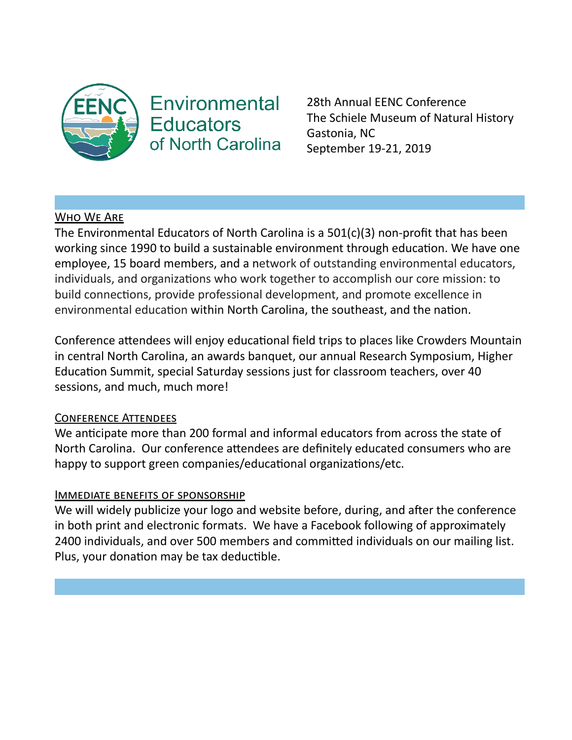Environmental Educators of North Carolina

28th Annual EENC Conference
The Schiele Museum of Natural History
Gastonia, NC
September 19-21, 2019

## Who We Are

The Environmental Educators of North Carolina is a 501(c)(3) non-profit that has been working since 1990 to build a sustainable environment through education. We have one employee, 15 board members, and a network of outstanding environmental educators, individuals, and organizations who work together to accomplish our core mission: to build connections, provide professional development, and promote excellence in environmental education within North Carolina, the southeast, and the nation.

Conference attendees will enjoy educational field trips to places like Crowders Mountain in central North Carolina, an awards banquet, our annual Research Symposium, Higher Education Summit, special Saturday sessions just for classroom teachers, over 40 sessions, and much, much more!

## Conference Attendees

We anticipate more than 200 formal and informal educators from across the state of North Carolina. Our conference attendees are definitely educated consumers who are happy to support green companies/educational organizations/etc.

## Immediate benefits of sponsorship

We will widely publicize your logo and website before, during, and after the conference in both print and electronic formats. We have a Facebook following of approximately 2400 individuals, and over 500 members and committed individuals on our mailing list. Plus, your donation may be tax deductible.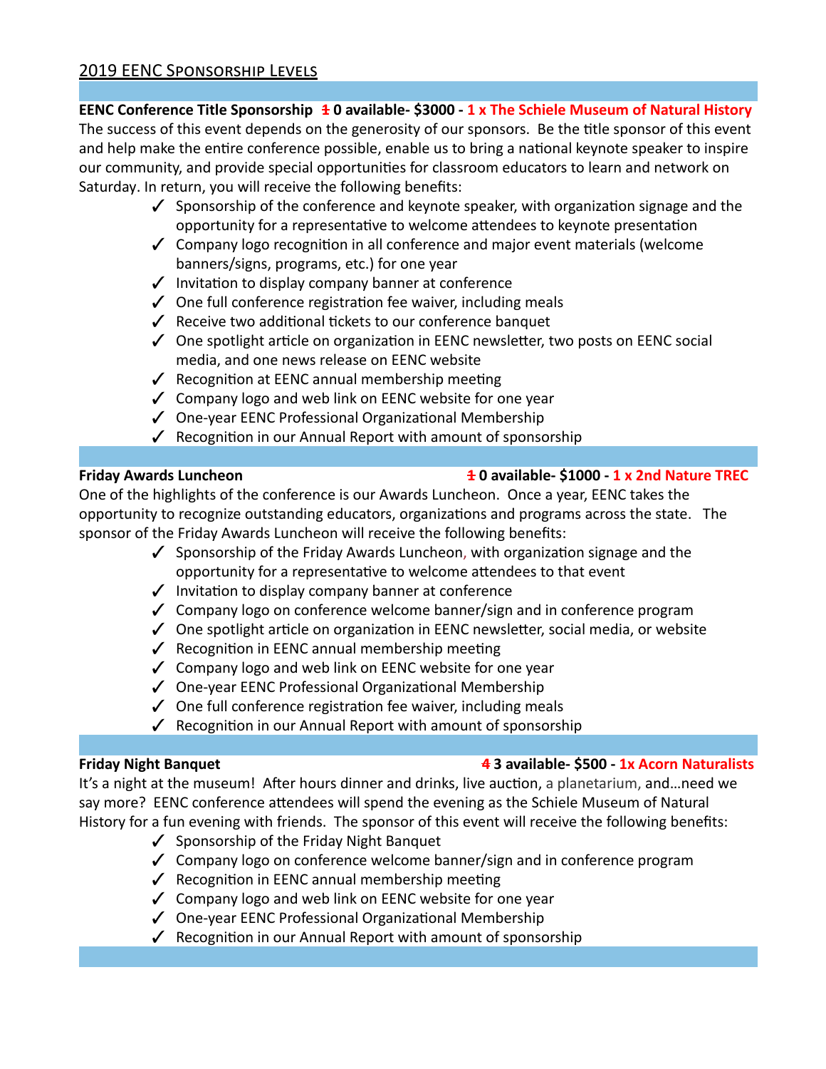## 2019 EENC Sponsorship Levels

**EENC Conference Title Sponsorship ~~1~~ 0 available- $3000 - 1 x The Schiele Museum of Natural History**

The success of this event depends on the generosity of our sponsors. Be the title sponsor of this event and help make the entire conference possible, enable us to bring a national keynote speaker to inspire our community, and provide special opportunities for classroom educators to learn and network on Saturday. In return, you will receive the following benefits:

- ✓ Sponsorship of the conference and keynote speaker, with organization signage and the opportunity for a representative to welcome attendees to keynote presentation
- ✓ Company logo recognition in all conference and major event materials (welcome banners/signs, programs, etc.) for one year
- ✓ Invitation to display company banner at conference
- ✓ One full conference registration fee waiver, including meals
- ✓ Receive two additional tickets to our conference banquet
- ✓ One spotlight article on organization in EENC newsletter, two posts on EENC social media, and one news release on EENC website
- ✓ Recognition at EENC annual membership meeting
- ✓ Company logo and web link on EENC website for one year
- ✓ One-year EENC Professional Organizational Membership
- ✓ Recognition in our Annual Report with amount of sponsorship

**Friday Awards Luncheon ~~1~~ 0 available- $1000 - 1 x 2nd Nature TREC**

One of the highlights of the conference is our Awards Luncheon. Once a year, EENC takes the opportunity to recognize outstanding educators, organizations and programs across the state. The sponsor of the Friday Awards Luncheon will receive the following benefits:

- ✓ Sponsorship of the Friday Awards Luncheon, with organization signage and the opportunity for a representative to welcome attendees to that event
- ✓ Invitation to display company banner at conference
- ✓ Company logo on conference welcome banner/sign and in conference program
- ✓ One spotlight article on organization in EENC newsletter, social media, or website
- ✓ Recognition in EENC annual membership meeting
- ✓ Company logo and web link on EENC website for one year
- ✓ One-year EENC Professional Organizational Membership
- ✓ One full conference registration fee waiver, including meals
- ✓ Recognition in our Annual Report with amount of sponsorship

**Friday Night Banquet ~~4~~ 3 available- $500 - 1x Acorn Naturalists**

It's a night at the museum! After hours dinner and drinks, live auction, a planetarium, and…need we say more? EENC conference attendees will spend the evening as the Schiele Museum of Natural History for a fun evening with friends. The sponsor of this event will receive the following benefits:

- ✓ Sponsorship of the Friday Night Banquet
- ✓ Company logo on conference welcome banner/sign and in conference program
- ✓ Recognition in EENC annual membership meeting
- ✓ Company logo and web link on EENC website for one year
- ✓ One-year EENC Professional Organizational Membership
- ✓ Recognition in our Annual Report with amount of sponsorship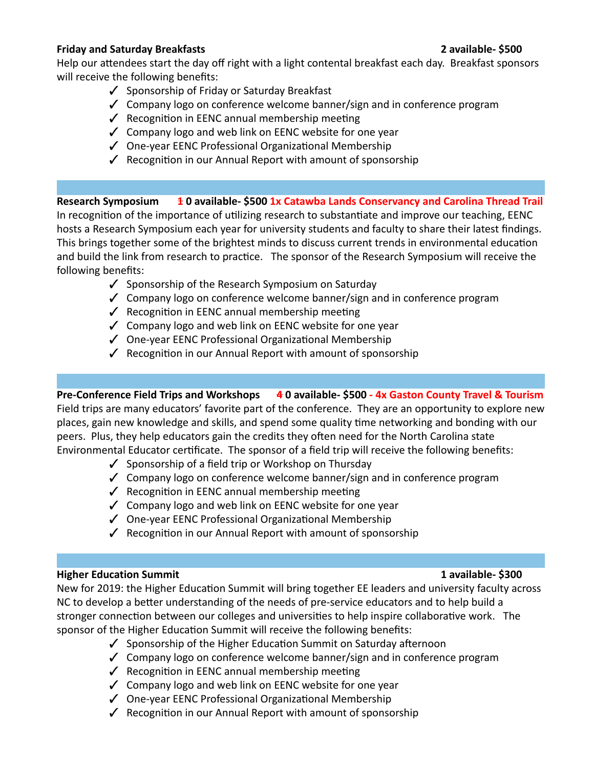**Friday and Saturday Breakfasts** **2 available- $500**

Help our attendees start the day off right with a light contental breakfast each day. Breakfast sponsors will receive the following benefits:

- ✓ Sponsorship of Friday or Saturday Breakfast
- ✓ Company logo on conference welcome banner/sign and in conference program
- ✓ Recognition in EENC annual membership meeting
- ✓ Company logo and web link on EENC website for one year
- ✓ One-year EENC Professional Organizational Membership
- ✓ Recognition in our Annual Report with amount of sponsorship

**Research Symposium** **~~1~~ 0 available- $500 1x Catawba Lands Conservancy and Carolina Thread Trail**

In recognition of the importance of utilizing research to substantiate and improve our teaching, EENC hosts a Research Symposium each year for university students and faculty to share their latest findings. This brings together some of the brightest minds to discuss current trends in environmental education and build the link from research to practice. The sponsor of the Research Symposium will receive the following benefits:

- ✓ Sponsorship of the Research Symposium on Saturday
- ✓ Company logo on conference welcome banner/sign and in conference program
- ✓ Recognition in EENC annual membership meeting
- ✓ Company logo and web link on EENC website for one year
- ✓ One-year EENC Professional Organizational Membership
- ✓ Recognition in our Annual Report with amount of sponsorship

**Pre-Conference Field Trips and Workshops** **~~4~~ 0 available- $500 - 4x Gaston County Travel & Tourism**

Field trips are many educators' favorite part of the conference. They are an opportunity to explore new places, gain new knowledge and skills, and spend some quality time networking and bonding with our peers. Plus, they help educators gain the credits they often need for the North Carolina state Environmental Educator certificate. The sponsor of a field trip will receive the following benefits:

- ✓ Sponsorship of a field trip or Workshop on Thursday
- ✓ Company logo on conference welcome banner/sign and in conference program
- ✓ Recognition in EENC annual membership meeting
- ✓ Company logo and web link on EENC website for one year
- ✓ One-year EENC Professional Organizational Membership
- ✓ Recognition in our Annual Report with amount of sponsorship

**Higher Education Summit** **1 available- $300**

New for 2019: the Higher Education Summit will bring together EE leaders and university faculty across NC to develop a better understanding of the needs of pre-service educators and to help build a stronger connection between our colleges and universities to help inspire collaborative work. The sponsor of the Higher Education Summit will receive the following benefits:

- ✓ Sponsorship of the Higher Education Summit on Saturday afternoon
- ✓ Company logo on conference welcome banner/sign and in conference program
- ✓ Recognition in EENC annual membership meeting
- ✓ Company logo and web link on EENC website for one year
- ✓ One-year EENC Professional Organizational Membership
- ✓ Recognition in our Annual Report with amount of sponsorship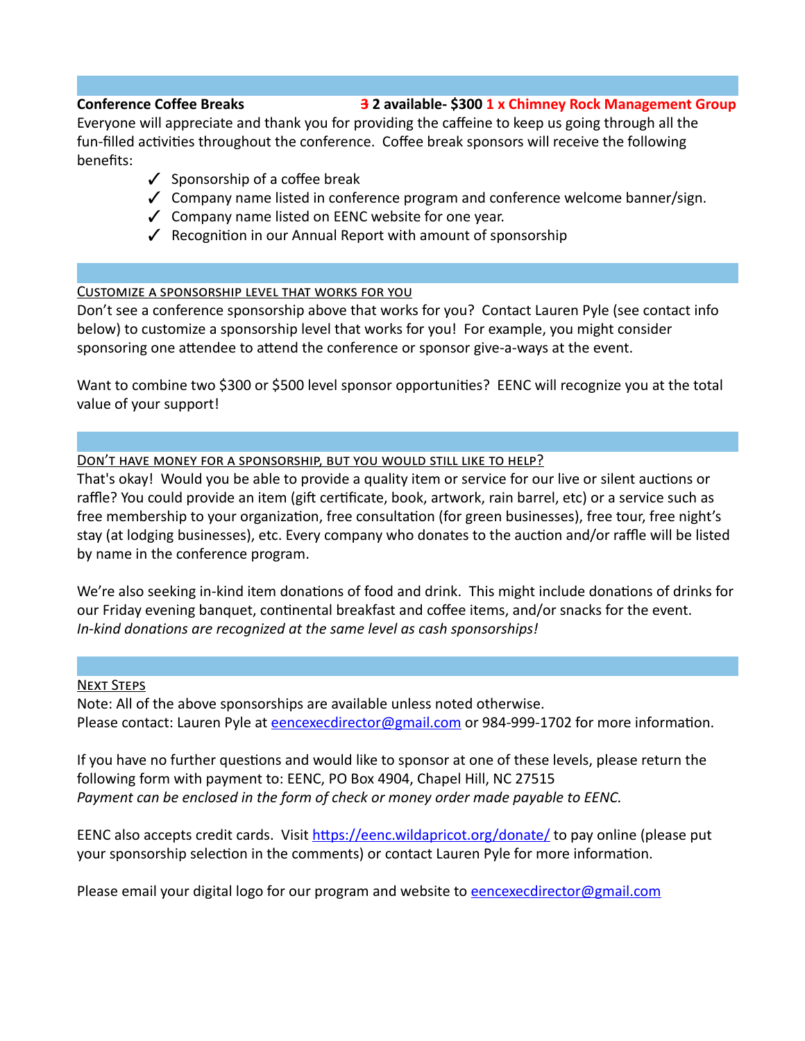**Conference Coffee Breaks** ~~3~~ **2 available- $300 1 x Chimney Rock Management Group**

Everyone will appreciate and thank you for providing the caffeine to keep us going through all the fun-filled activities throughout the conference. Coffee break sponsors will receive the following benefits:

- ✓ Sponsorship of a coffee break
- ✓ Company name listed in conference program and conference welcome banner/sign.
- ✓ Company name listed on EENC website for one year.
- ✓ Recognition in our Annual Report with amount of sponsorship

## Customize a sponsorship level that works for you

Don't see a conference sponsorship above that works for you? Contact Lauren Pyle (see contact info below) to customize a sponsorship level that works for you! For example, you might consider sponsoring one attendee to attend the conference or sponsor give-a-ways at the event.

Want to combine two $300 or $500 level sponsor opportunities? EENC will recognize you at the total value of your support!

## Don't have money for a sponsorship, but you would still like to help?

That's okay! Would you be able to provide a quality item or service for our live or silent auctions or raffle? You could provide an item (gift certificate, book, artwork, rain barrel, etc) or a service such as free membership to your organization, free consultation (for green businesses), free tour, free night's stay (at lodging businesses), etc. Every company who donates to the auction and/or raffle will be listed by name in the conference program.

We're also seeking in-kind item donations of food and drink. This might include donations of drinks for our Friday evening banquet, continental breakfast and coffee items, and/or snacks for the event. *In-kind donations are recognized at the same level as cash sponsorships!*

## Next Steps

Note: All of the above sponsorships are available unless noted otherwise.
Please contact: Lauren Pyle at eencexecdirector@gmail.com or 984-999-1702 for more information.

If you have no further questions and would like to sponsor at one of these levels, please return the following form with payment to: EENC, PO Box 4904, Chapel Hill, NC 27515
*Payment can be enclosed in the form of check or money order made payable to EENC.*

EENC also accepts credit cards. Visit https://eenc.wildapricot.org/donate/ to pay online (please put your sponsorship selection in the comments) or contact Lauren Pyle for more information.

Please email your digital logo for our program and website to eencexecdirector@gmail.com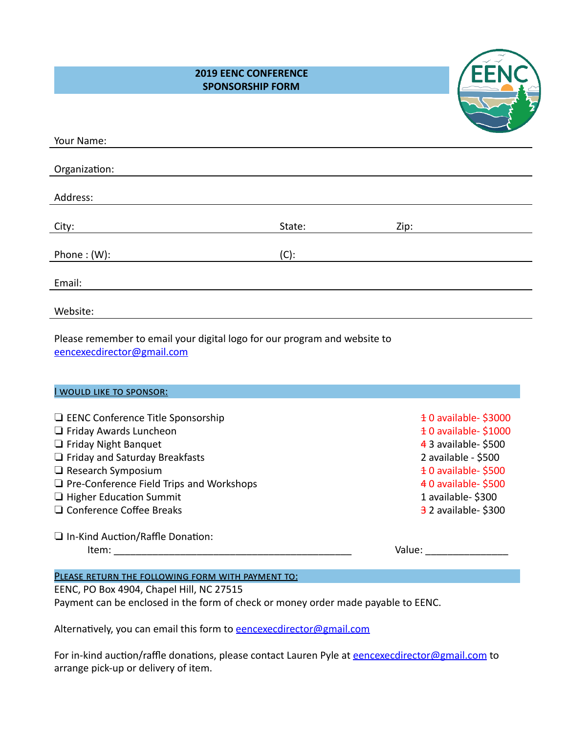# 2019 EENC CONFERENCE
# SPONSORSHIP FORM

Your Name:

Organization:

Address:

City: State: Zip:

Phone : (W): (C):

Email:

Website:

Please remember to email your digital logo for our program and website to eencexecdirector@gmail.com

## I WOULD LIKE TO SPONSOR:

- ❑ EENC Conference Title Sponsorship — ~~1~~ 0 available- $3000
- ❑ Friday Awards Luncheon — ~~1~~ 0 available- $1000
- ❑ Friday Night Banquet — ~~4~~ 3 available- $500
- ❑ Friday and Saturday Breakfasts — 2 available - $500
- ❑ Research Symposium — ~~1~~ 0 available- $500
- ❑ Pre-Conference Field Trips and Workshops — ~~4~~ 0 available- $500
- ❑ Higher Education Summit — 1 available- $300
- ❑ Conference Coffee Breaks — ~~3~~ 2 available- $300

❑ In-Kind Auction/Raffle Donation:

Item: ____________________________________________ Value: _______________

## PLEASE RETURN THE FOLLOWING FORM WITH PAYMENT TO:

EENC, PO Box 4904, Chapel Hill, NC 27515
Payment can be enclosed in the form of check or money order made payable to EENC.

Alternatively, you can email this form to eencexecdirector@gmail.com

For in-kind auction/raffle donations, please contact Lauren Pyle at eencexecdirector@gmail.com to arrange pick-up or delivery of item.